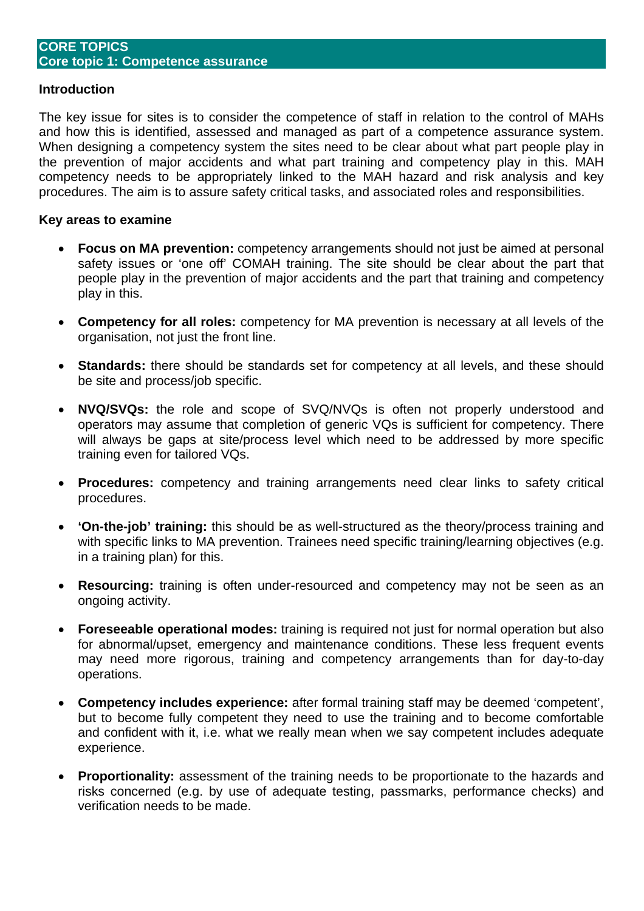# CORE TOPICS

## Core topic 1: Competence assurance

### Introduction

The key issue for sites is to consider the competence of staff in relation to the control of MAHs and how this is identified, assessed and managed as part of a competence assurance system. When designing a competency system the sites need to be clear about what part people play in the prevention of major accidents and what part training and competency play in this. MAH competency needs to be appropriately linked to the MAH hazard and risk analysis and key procedures. The aim is to assure safety critical tasks, and associated roles and responsibilities.

### Key areas to examine

- **Focus on MA prevention:** competency arrangements should not just be aimed at personal safety issues or 'one off' COMAH training. The site should be clear about the part that people play in the prevention of major accidents and the part that training and competency play in this.
- **Competency for all roles:** competency for MA prevention is necessary at all levels of the organisation, not just the front line.
- **Standards:** there should be standards set for competency at all levels, and these should be site and process/job specific.
- **NVQ/SVQs:** the role and scope of SVQ/NVQs is often not properly understood and operators may assume that completion of generic VQs is sufficient for competency. There will always be gaps at site/process level which need to be addressed by more specific training even for tailored VQs.
- **Procedures:** competency and training arrangements need clear links to safety critical procedures.
- **'On-the-job' training:** this should be as well-structured as the theory/process training and with specific links to MA prevention. Trainees need specific training/learning objectives (e.g. in a training plan) for this.
- **Resourcing:** training is often under-resourced and competency may not be seen as an ongoing activity.
- **Foreseeable operational modes:** training is required not just for normal operation but also for abnormal/upset, emergency and maintenance conditions. These less frequent events may need more rigorous, training and competency arrangements than for day-to-day operations.
- **Competency includes experience:** after formal training staff may be deemed 'competent', but to become fully competent they need to use the training and to become comfortable and confident with it, i.e. what we really mean when we say competent includes adequate experience.
- **Proportionality:** assessment of the training needs to be proportionate to the hazards and risks concerned (e.g. by use of adequate testing, passmarks, performance checks) and verification needs to be made.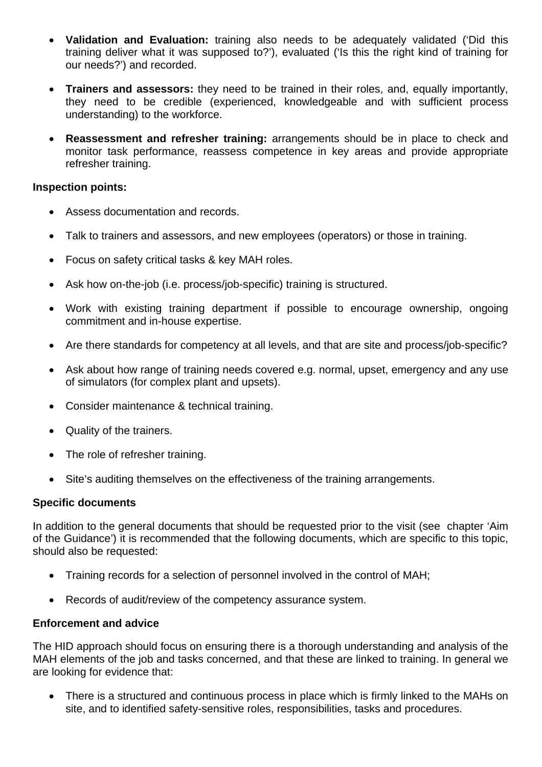- **Validation and Evaluation:** training also needs to be adequately validated ('Did this training deliver what it was supposed to?'), evaluated ('Is this the right kind of training for our needs?') and recorded.

- **Trainers and assessors:** they need to be trained in their roles, and, equally importantly, they need to be credible (experienced, knowledgeable and with sufficient process understanding) to the workforce.

- **Reassessment and refresher training:** arrangements should be in place to check and monitor task performance, reassess competence in key areas and provide appropriate refresher training.

**Inspection points:**

- Assess documentation and records.

- Talk to trainers and assessors, and new employees (operators) or those in training.

- Focus on safety critical tasks & key MAH roles.

- Ask how on-the-job (i.e. process/job-specific) training is structured.

- Work with existing training department if possible to encourage ownership, ongoing commitment and in-house expertise.

- Are there standards for competency at all levels, and that are site and process/job-specific?

- Ask about how range of training needs covered e.g. normal, upset, emergency and any use of simulators (for complex plant and upsets).

- Consider maintenance & technical training.

- Quality of the trainers.

- The role of refresher training.

- Site's auditing themselves on the effectiveness of the training arrangements.

**Specific documents**

In addition to the general documents that should be requested prior to the visit (see chapter 'Aim of the Guidance') it is recommended that the following documents, which are specific to this topic, should also be requested:

- Training records for a selection of personnel involved in the control of MAH;

- Records of audit/review of the competency assurance system.

**Enforcement and advice**

The HID approach should focus on ensuring there is a thorough understanding and analysis of the MAH elements of the job and tasks concerned, and that these are linked to training. In general we are looking for evidence that:

- There is a structured and continuous process in place which is firmly linked to the MAHs on site, and to identified safety-sensitive roles, responsibilities, tasks and procedures.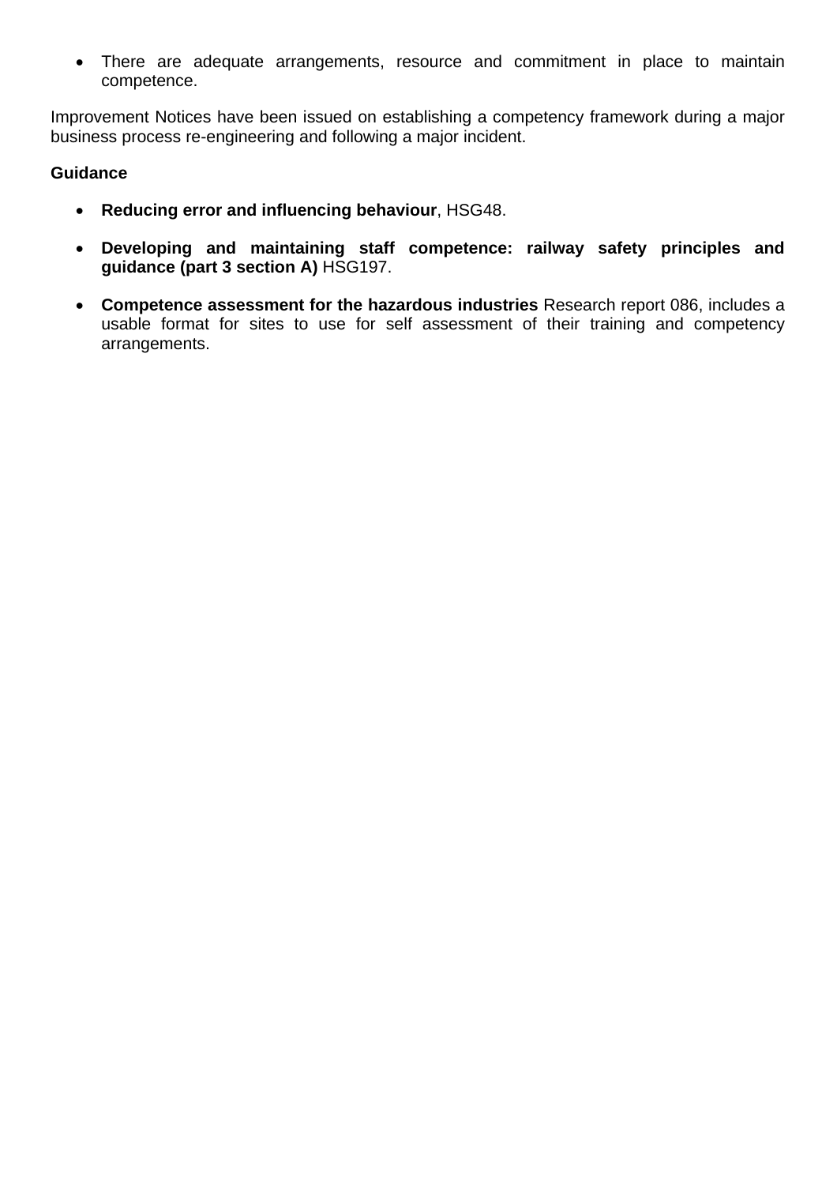- There are adequate arrangements, resource and commitment in place to maintain competence.

Improvement Notices have been issued on establishing a competency framework during a major business process re-engineering and following a major incident.

**Guidance**

- **Reducing error and influencing behaviour**, HSG48.

- **Developing and maintaining staff competence: railway safety principles and guidance (part 3 section A)** HSG197.

- **Competence assessment for the hazardous industries** Research report 086, includes a usable format for sites to use for self assessment of their training and competency arrangements.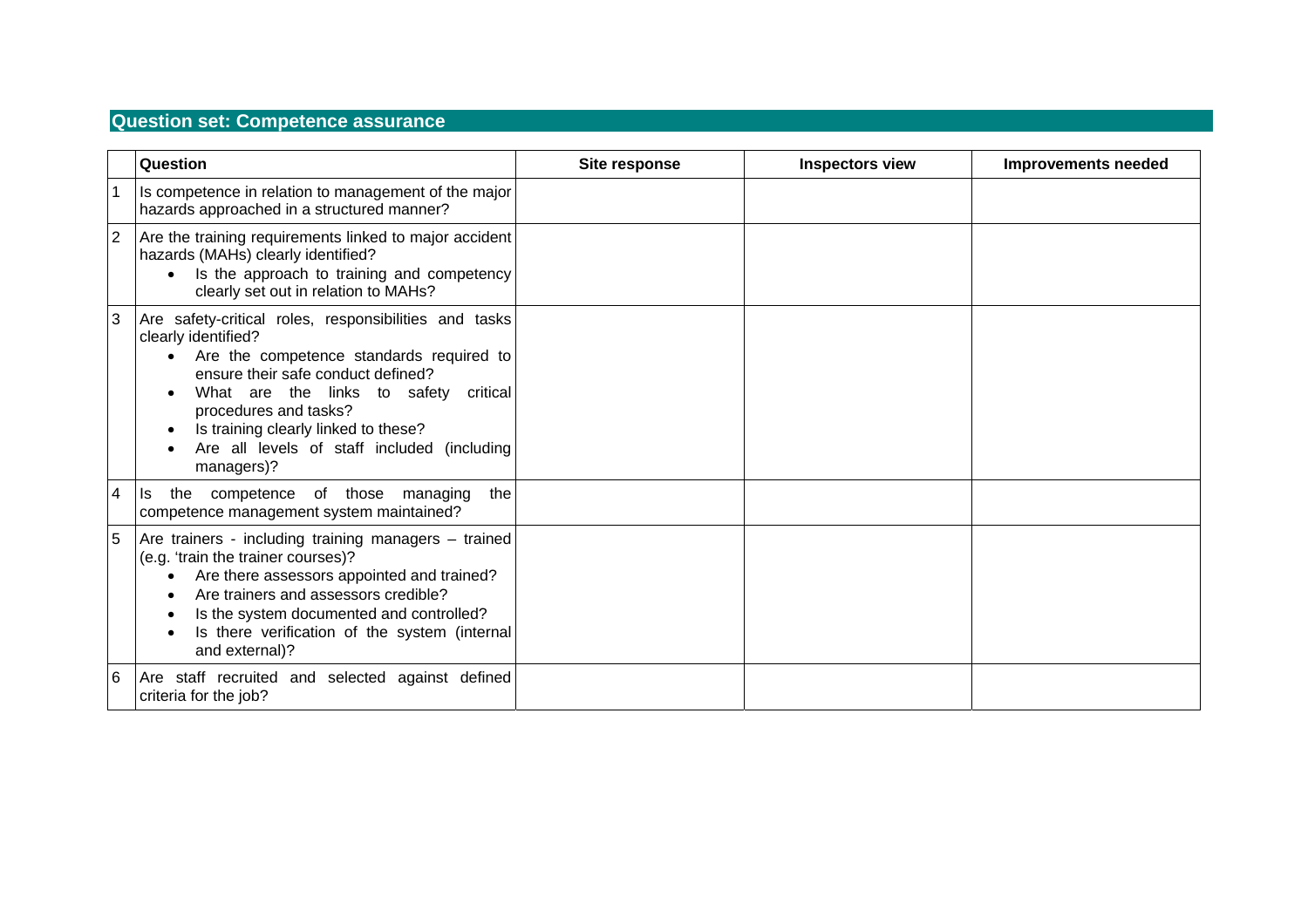## Question set: Competence assurance

| | Question | Site response | Inspectors view | Improvements needed |
|---|---|---|---|---|
| 1 | Is competence in relation to management of the major hazards approached in a structured manner? | | | |
| 2 | Are the training requirements linked to major accident hazards (MAHs) clearly identified?<br>• Is the approach to training and competency clearly set out in relation to MAHs? | | | |
| 3 | Are safety-critical roles, responsibilities and tasks clearly identified?<br>• Are the competence standards required to ensure their safe conduct defined?<br>• What are the links to safety critical procedures and tasks?<br>• Is training clearly linked to these?<br>• Are all levels of staff included (including managers)? | | | |
| 4 | Is the competence of those managing the competence management system maintained? | | | |
| 5 | Are trainers - including training managers – trained (e.g. 'train the trainer courses)?<br>• Are there assessors appointed and trained?<br>• Are trainers and assessors credible?<br>• Is the system documented and controlled?<br>• Is there verification of the system (internal and external)? | | | |
| 6 | Are staff recruited and selected against defined criteria for the job? | | | |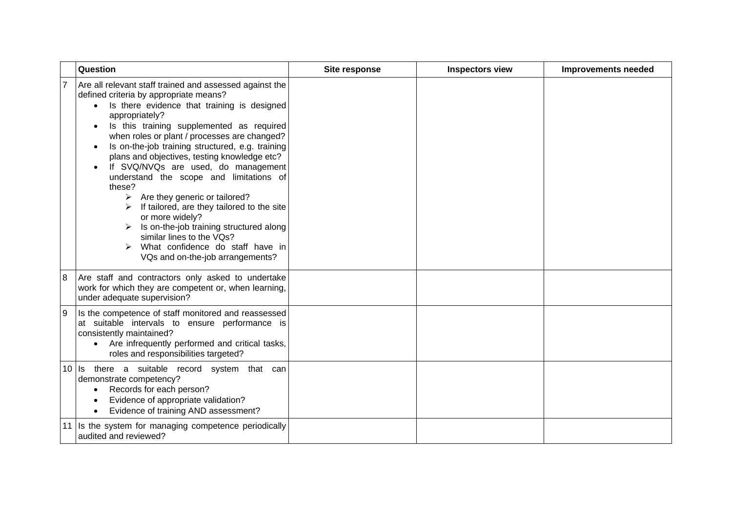| | Question | Site response | Inspectors view | Improvements needed |
|---|---|---|---|---|
| 7 | Are all relevant staff trained and assessed against the defined criteria by appropriate means?<br>• Is there evidence that training is designed appropriately?<br>• Is this training supplemented as required when roles or plant / processes are changed?<br>• Is on-the-job training structured, e.g. training plans and objectives, testing knowledge etc?<br>• If SVQ/NVQs are used, do management understand the scope and limitations of these?<br>&nbsp;&nbsp;➢ Are they generic or tailored?<br>&nbsp;&nbsp;➢ If tailored, are they tailored to the site or more widely?<br>&nbsp;&nbsp;➢ Is on-the-job training structured along similar lines to the VQs?<br>&nbsp;&nbsp;➢ What confidence do staff have in VQs and on-the-job arrangements? | | | |
| 8 | Are staff and contractors only asked to undertake work for which they are competent or, when learning, under adequate supervision? | | | |
| 9 | Is the competence of staff monitored and reassessed at suitable intervals to ensure performance is consistently maintained?<br>• Are infrequently performed and critical tasks, roles and responsibilities targeted? | | | |
| 10 | Is there a suitable record system that can demonstrate competency?<br>• Records for each person?<br>• Evidence of appropriate validation?<br>• Evidence of training AND assessment? | | | |
| 11 | Is the system for managing competence periodically audited and reviewed? | | | |